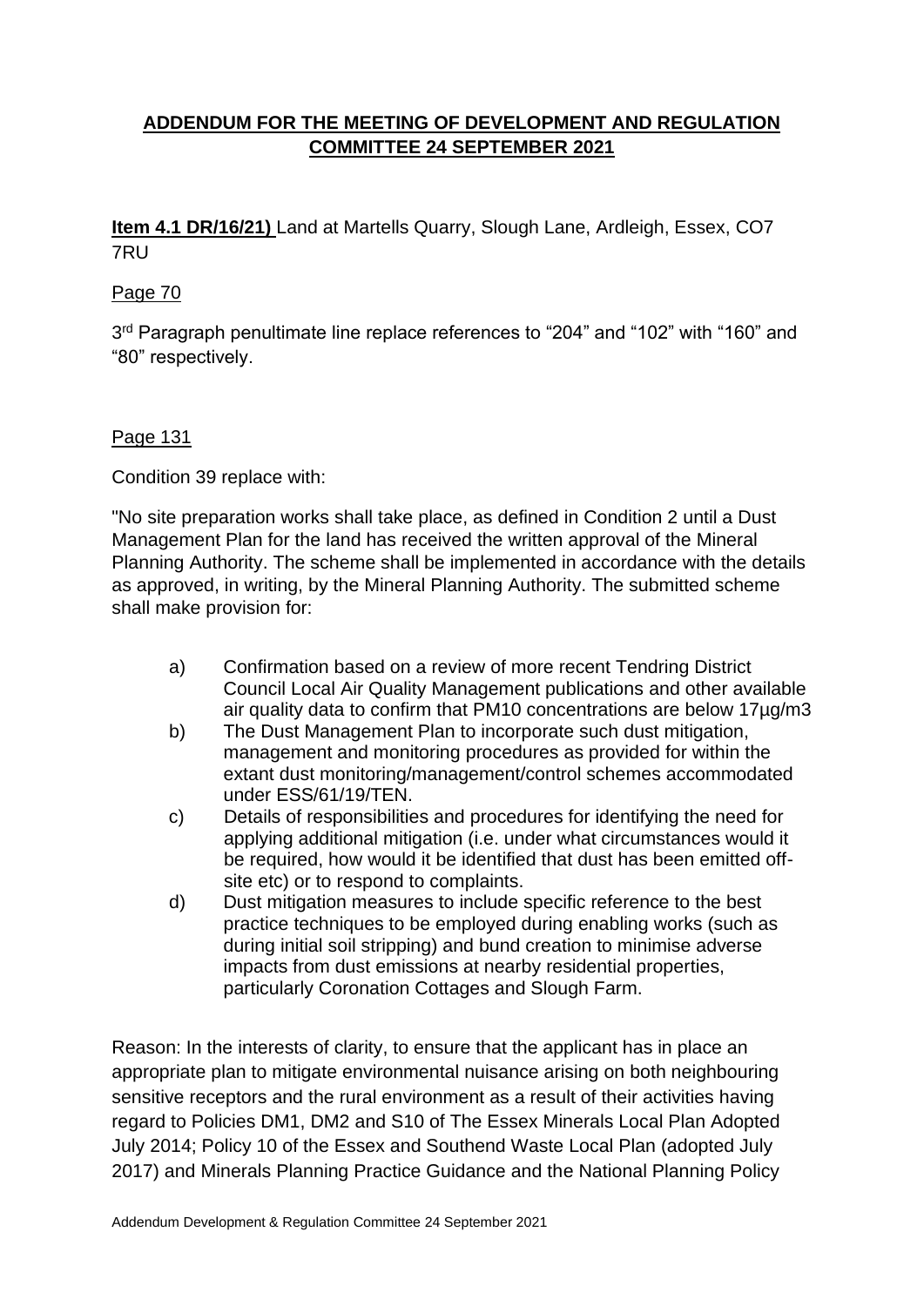## ADDENDUM FOR THE MEETING OF DEVELOPMENT AND REGULATION COMMITTEE 24 SEPTEMBER 2021

**Item 4.1 DR/16/21)** Land at Martells Quarry, Slough Lane, Ardleigh, Essex, CO7 7RU

Page 70

3rd Paragraph penultimate line replace references to "204" and "102" with "160" and "80" respectively.

Page 131

Condition 39 replace with:

"No site preparation works shall take place, as defined in Condition 2 until a Dust Management Plan for the land has received the written approval of the Mineral Planning Authority. The scheme shall be implemented in accordance with the details as approved, in writing, by the Mineral Planning Authority. The submitted scheme shall make provision for:

a) Confirmation based on a review of more recent Tendring District Council Local Air Quality Management publications and other available air quality data to confirm that PM10 concentrations are below 17µg/m3

b) The Dust Management Plan to incorporate such dust mitigation, management and monitoring procedures as provided for within the extant dust monitoring/management/control schemes accommodated under ESS/61/19/TEN.

c) Details of responsibilities and procedures for identifying the need for applying additional mitigation (i.e. under what circumstances would it be required, how would it be identified that dust has been emitted off-site etc) or to respond to complaints.

d) Dust mitigation measures to include specific reference to the best practice techniques to be employed during enabling works (such as during initial soil stripping) and bund creation to minimise adverse impacts from dust emissions at nearby residential properties, particularly Coronation Cottages and Slough Farm.

Reason: In the interests of clarity, to ensure that the applicant has in place an appropriate plan to mitigate environmental nuisance arising on both neighbouring sensitive receptors and the rural environment as a result of their activities having regard to Policies DM1, DM2 and S10 of The Essex Minerals Local Plan Adopted July 2014; Policy 10 of the Essex and Southend Waste Local Plan (adopted July 2017) and Minerals Planning Practice Guidance and the National Planning Policy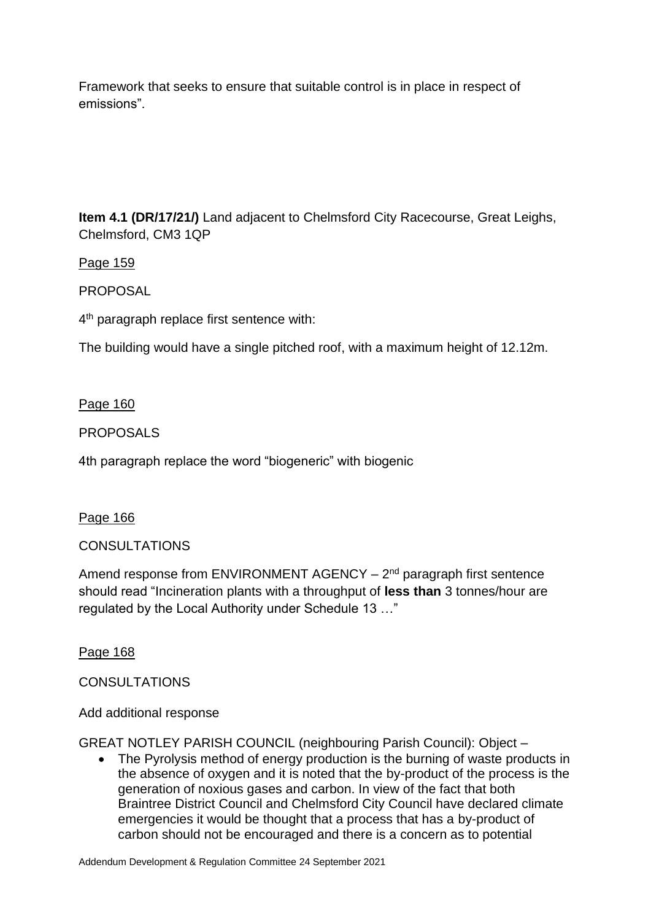Framework that seeks to ensure that suitable control is in place in respect of emissions".

**Item 4.1 (DR/17/21/)** Land adjacent to Chelmsford City Racecourse, Great Leighs, Chelmsford, CM3 1QP

Page 159

PROPOSAL

4th paragraph replace first sentence with:

The building would have a single pitched roof, with a maximum height of 12.12m.

Page 160

PROPOSALS

4th paragraph replace the word "biogeneric" with biogenic

Page 166

CONSULTATIONS

Amend response from ENVIRONMENT AGENCY – 2nd paragraph first sentence should read "Incineration plants with a throughput of **less than** 3 tonnes/hour are regulated by the Local Authority under Schedule 13 …"

Page 168

CONSULTATIONS

Add additional response

GREAT NOTLEY PARISH COUNCIL (neighbouring Parish Council): Object –

- The Pyrolysis method of energy production is the burning of waste products in the absence of oxygen and it is noted that the by-product of the process is the generation of noxious gases and carbon. In view of the fact that both Braintree District Council and Chelmsford City Council have declared climate emergencies it would be thought that a process that has a by-product of carbon should not be encouraged and there is a concern as to potential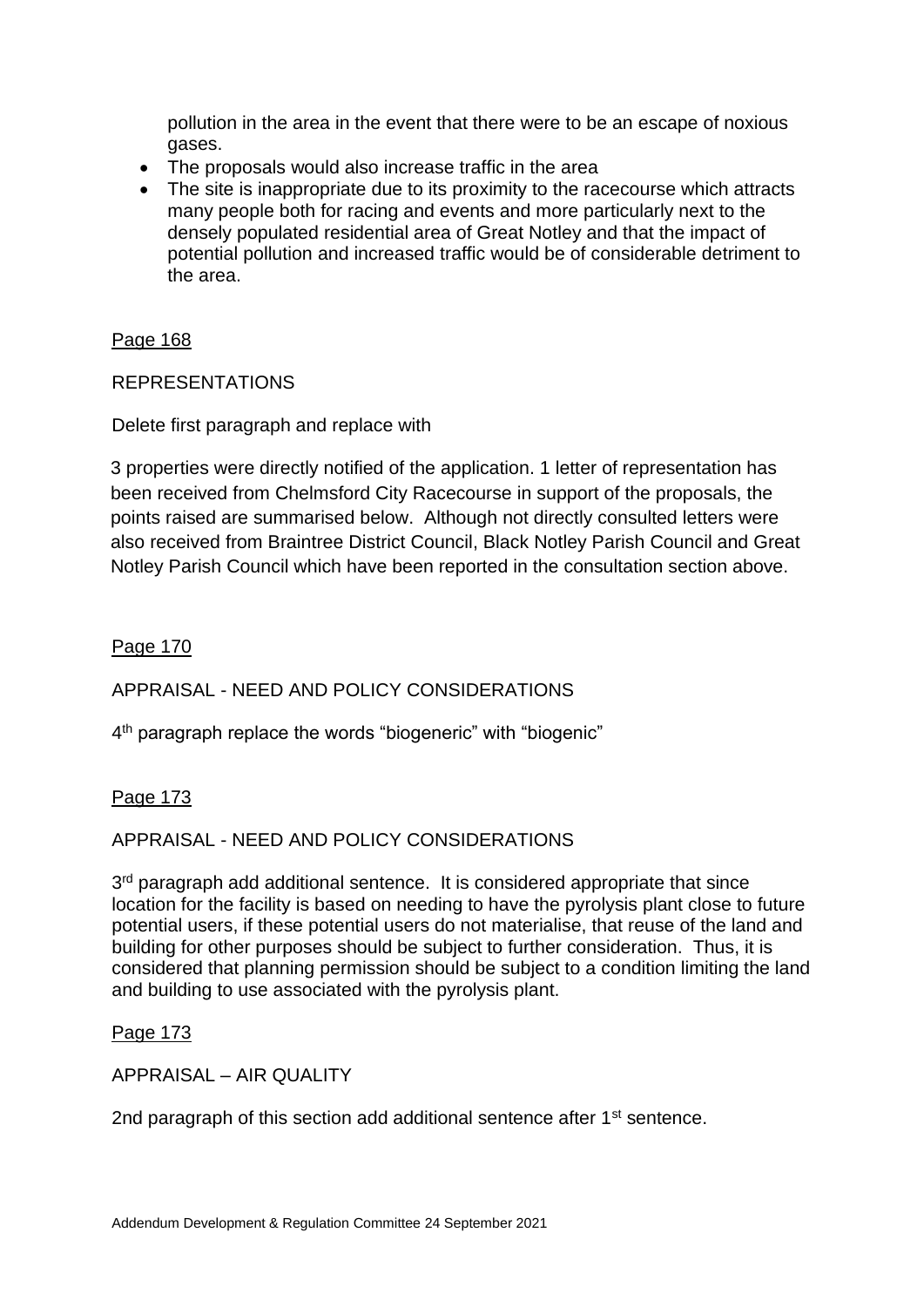pollution in the area in the event that there were to be an escape of noxious gases.

- The proposals would also increase traffic in the area
- The site is inappropriate due to its proximity to the racecourse which attracts many people both for racing and events and more particularly next to the densely populated residential area of Great Notley and that the impact of potential pollution and increased traffic would be of considerable detriment to the area.

<u>Page 168</u>

REPRESENTATIONS

Delete first paragraph and replace with

3 properties were directly notified of the application. 1 letter of representation has been received from Chelmsford City Racecourse in support of the proposals, the points raised are summarised below. Although not directly consulted letters were also received from Braintree District Council, Black Notley Parish Council and Great Notley Parish Council which have been reported in the consultation section above.

<u>Page 170</u>

APPRAISAL - NEED AND POLICY CONSIDERATIONS

4th paragraph replace the words "biogeneric" with "biogenic"

<u>Page 173</u>

APPRAISAL - NEED AND POLICY CONSIDERATIONS

3rd paragraph add additional sentence. It is considered appropriate that since location for the facility is based on needing to have the pyrolysis plant close to future potential users, if these potential users do not materialise, that reuse of the land and building for other purposes should be subject to further consideration. Thus, it is considered that planning permission should be subject to a condition limiting the land and building to use associated with the pyrolysis plant.

<u>Page 173</u>

APPRAISAL – AIR QUALITY

2nd paragraph of this section add additional sentence after 1st sentence.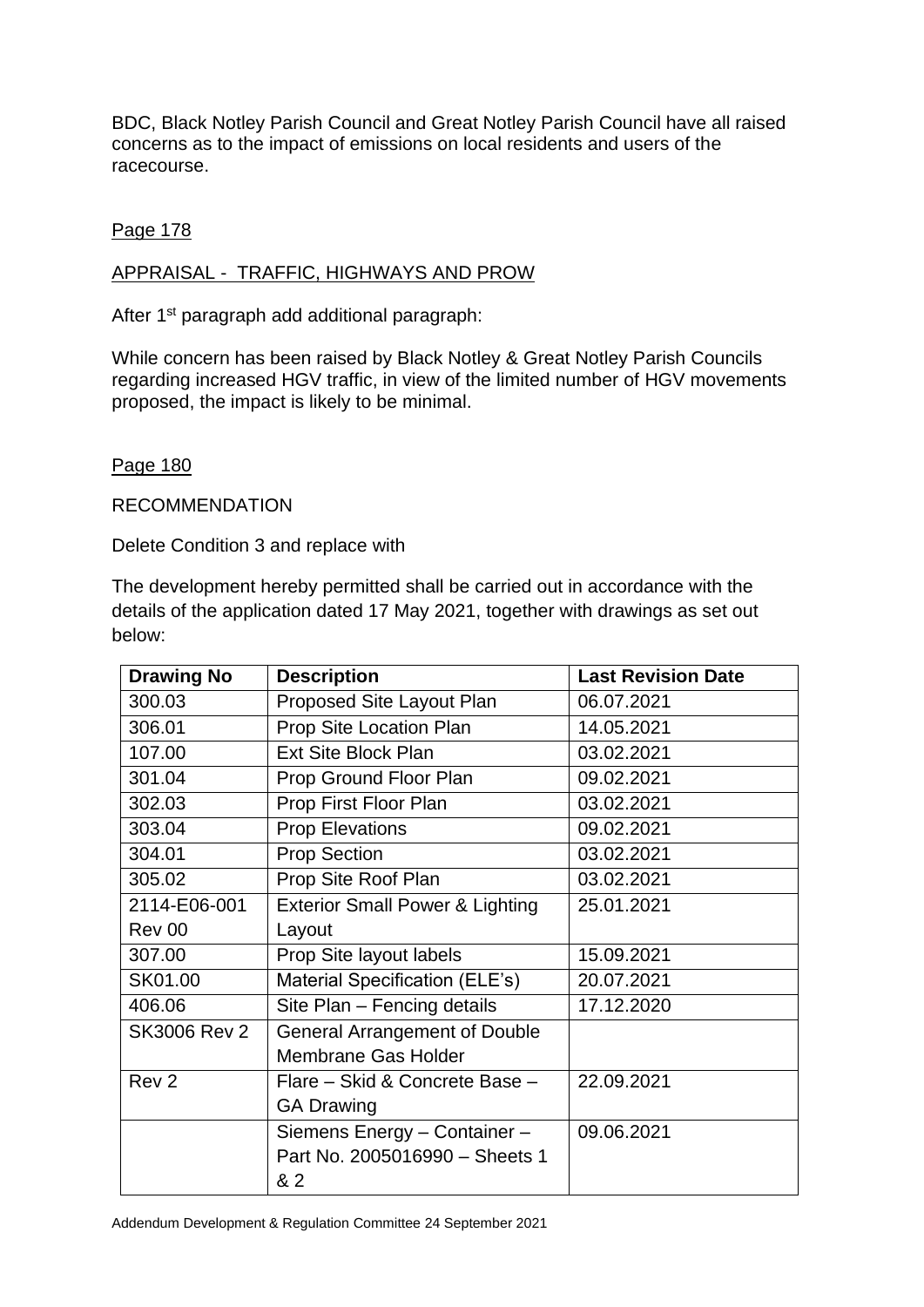BDC, Black Notley Parish Council and Great Notley Parish Council have all raised concerns as to the impact of emissions on local residents and users of the racecourse.

Page 178

APPRAISAL - TRAFFIC, HIGHWAYS AND PROW

After 1st paragraph add additional paragraph:

While concern has been raised by Black Notley & Great Notley Parish Councils regarding increased HGV traffic, in view of the limited number of HGV movements proposed, the impact is likely to be minimal.

Page 180

RECOMMENDATION

Delete Condition 3 and replace with

The development hereby permitted shall be carried out in accordance with the details of the application dated 17 May 2021, together with drawings as set out below:

| Drawing No | Description | Last Revision Date |
|---|---|---|
| 300.03 | Proposed Site Layout Plan | 06.07.2021 |
| 306.01 | Prop Site Location Plan | 14.05.2021 |
| 107.00 | Ext Site Block Plan | 03.02.2021 |
| 301.04 | Prop Ground Floor Plan | 09.02.2021 |
| 302.03 | Prop First Floor Plan | 03.02.2021 |
| 303.04 | Prop Elevations | 09.02.2021 |
| 304.01 | Prop Section | 03.02.2021 |
| 305.02 | Prop Site Roof Plan | 03.02.2021 |
| 2114-E06-001 Rev 00 | Exterior Small Power & Lighting Layout | 25.01.2021 |
| 307.00 | Prop Site layout labels | 15.09.2021 |
| SK01.00 | Material Specification (ELE's) | 20.07.2021 |
| 406.06 | Site Plan – Fencing details | 17.12.2020 |
| SK3006 Rev 2 | General Arrangement of Double Membrane Gas Holder | |
| Rev 2 | Flare – Skid & Concrete Base – GA Drawing | 22.09.2021 |
| | Siemens Energy – Container – Part No. 2005016990 – Sheets 1 & 2 | 09.06.2021 |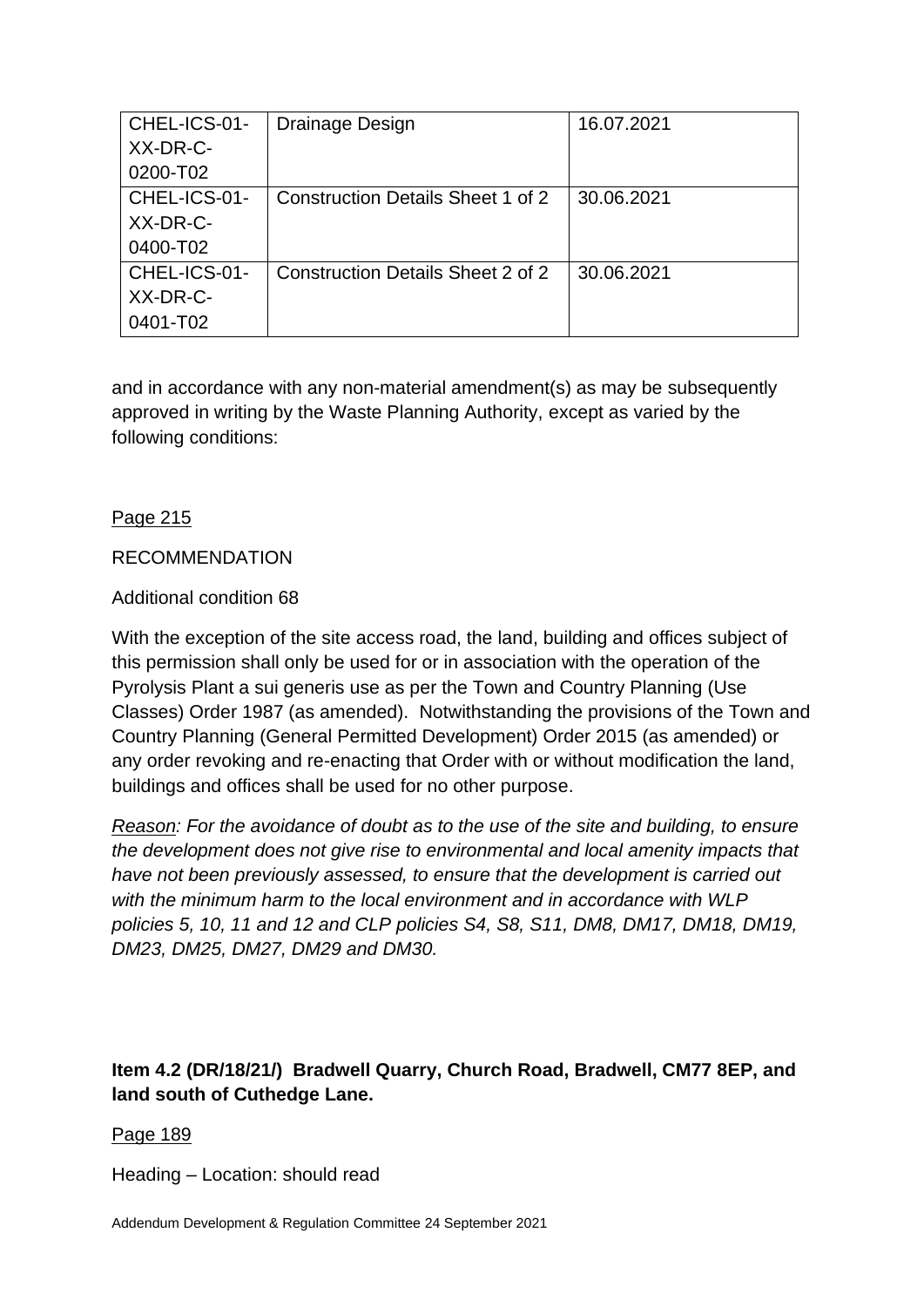| CHEL-ICS-01-XX-DR-C-0200-T02 | Drainage Design | 16.07.2021 |
|---|---|---|
| CHEL-ICS-01-XX-DR-C-0400-T02 | Construction Details Sheet 1 of 2 | 30.06.2021 |
| CHEL-ICS-01-XX-DR-C-0401-T02 | Construction Details Sheet 2 of 2 | 30.06.2021 |

and in accordance with any non-material amendment(s) as may be subsequently approved in writing by the Waste Planning Authority, except as varied by the following conditions:

Page 215

RECOMMENDATION

Additional condition 68

With the exception of the site access road, the land, building and offices subject of this permission shall only be used for or in association with the operation of the Pyrolysis Plant a sui generis use as per the Town and Country Planning (Use Classes) Order 1987 (as amended). Notwithstanding the provisions of the Town and Country Planning (General Permitted Development) Order 2015 (as amended) or any order revoking and re-enacting that Order with or without modification the land, buildings and offices shall be used for no other purpose.

*Reason: For the avoidance of doubt as to the use of the site and building, to ensure the development does not give rise to environmental and local amenity impacts that have not been previously assessed, to ensure that the development is carried out with the minimum harm to the local environment and in accordance with WLP policies 5, 10, 11 and 12 and CLP policies S4, S8, S11, DM8, DM17, DM18, DM19, DM23, DM25, DM27, DM29 and DM30.*

**Item 4.2 (DR/18/21/) Bradwell Quarry, Church Road, Bradwell, CM77 8EP, and land south of Cuthedge Lane.**

Page 189

Heading – Location: should read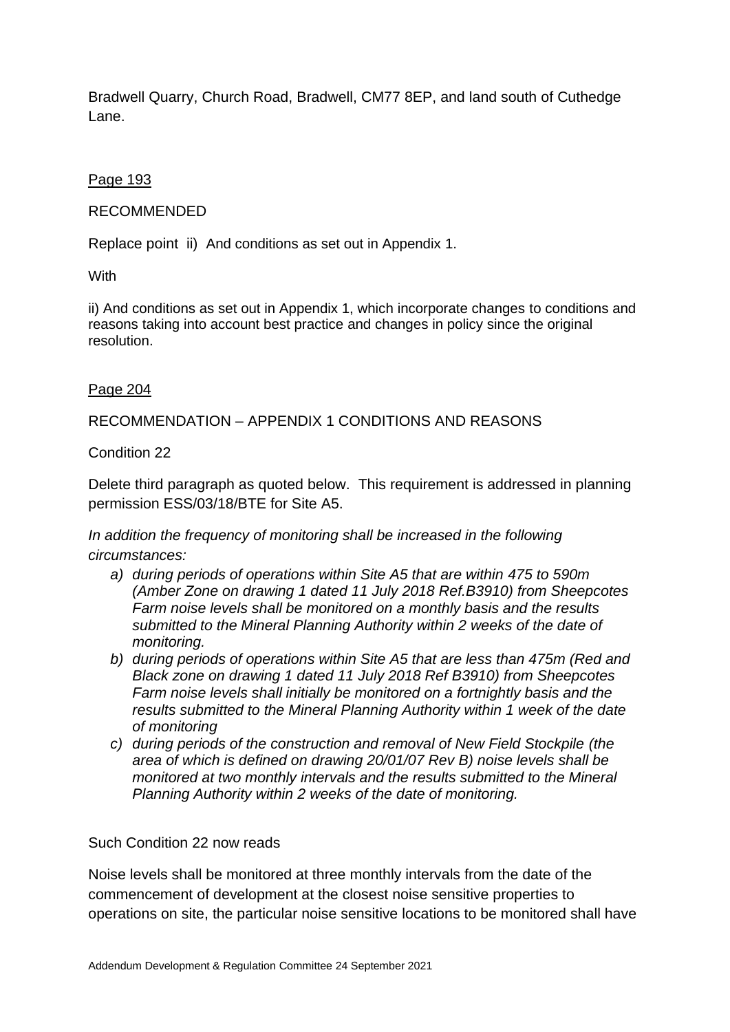Bradwell Quarry, Church Road, Bradwell, CM77 8EP, and land south of Cuthedge Lane.

Page 193

RECOMMENDED

Replace point ii) And conditions as set out in Appendix 1.

With

ii) And conditions as set out in Appendix 1, which incorporate changes to conditions and reasons taking into account best practice and changes in policy since the original resolution.

Page 204

RECOMMENDATION – APPENDIX 1 CONDITIONS AND REASONS

Condition 22

Delete third paragraph as quoted below. This requirement is addressed in planning permission ESS/03/18/BTE for Site A5.

*In addition the frequency of monitoring shall be increased in the following circumstances:*

*a) during periods of operations within Site A5 that are within 475 to 590m (Amber Zone on drawing 1 dated 11 July 2018 Ref.B3910) from Sheepcotes Farm noise levels shall be monitored on a monthly basis and the results submitted to the Mineral Planning Authority within 2 weeks of the date of monitoring.*

*b) during periods of operations within Site A5 that are less than 475m (Red and Black zone on drawing 1 dated 11 July 2018 Ref B3910) from Sheepcotes Farm noise levels shall initially be monitored on a fortnightly basis and the results submitted to the Mineral Planning Authority within 1 week of the date of monitoring*

*c) during periods of the construction and removal of New Field Stockpile (the area of which is defined on drawing 20/01/07 Rev B) noise levels shall be monitored at two monthly intervals and the results submitted to the Mineral Planning Authority within 2 weeks of the date of monitoring.*

Such Condition 22 now reads

Noise levels shall be monitored at three monthly intervals from the date of the commencement of development at the closest noise sensitive properties to operations on site, the particular noise sensitive locations to be monitored shall have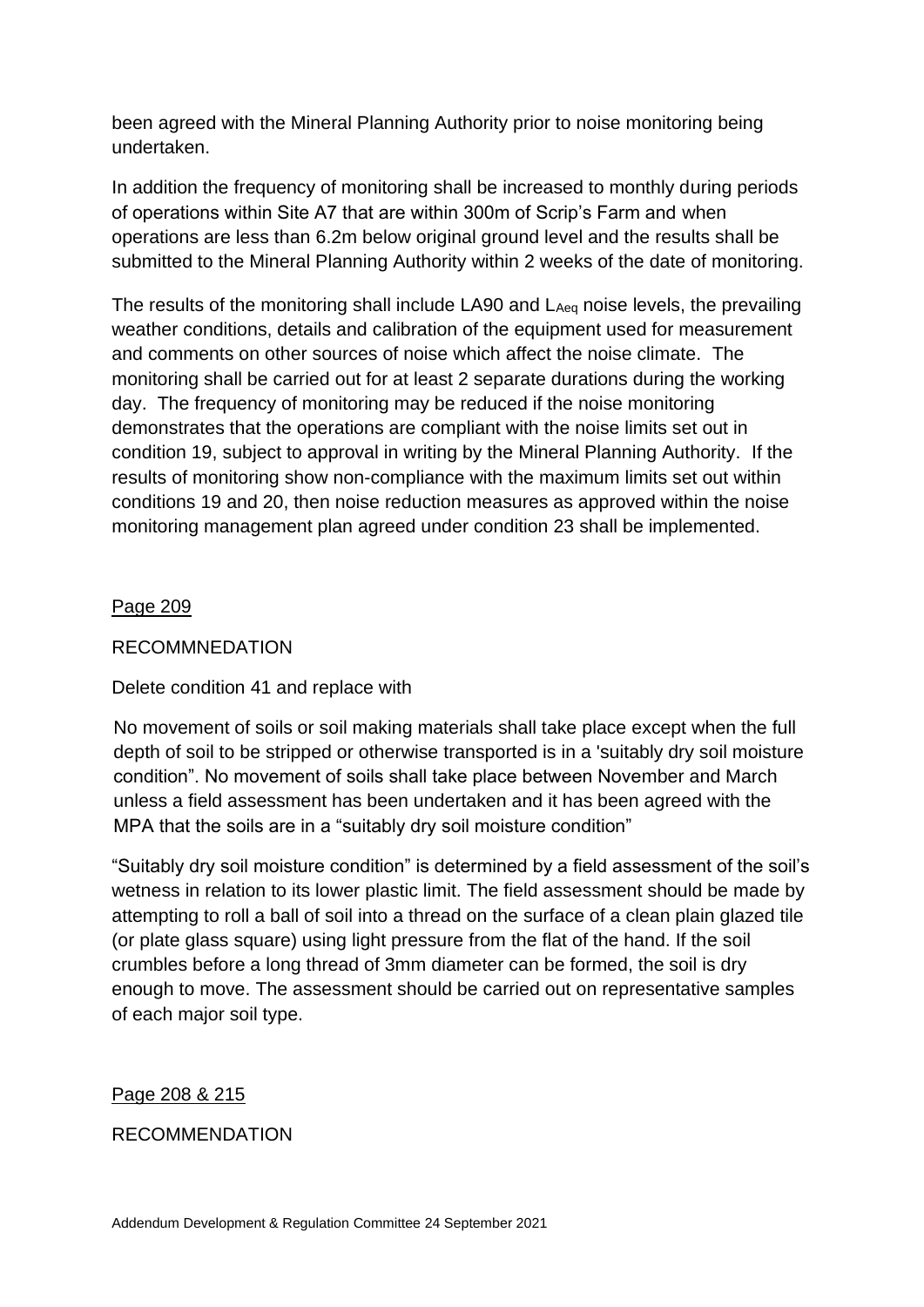been agreed with the Mineral Planning Authority prior to noise monitoring being undertaken.

In addition the frequency of monitoring shall be increased to monthly during periods of operations within Site A7 that are within 300m of Scrip's Farm and when operations are less than 6.2m below original ground level and the results shall be submitted to the Mineral Planning Authority within 2 weeks of the date of monitoring.

The results of the monitoring shall include LA90 and $L_{Aeq}$ noise levels, the prevailing weather conditions, details and calibration of the equipment used for measurement and comments on other sources of noise which affect the noise climate. The monitoring shall be carried out for at least 2 separate durations during the working day. The frequency of monitoring may be reduced if the noise monitoring demonstrates that the operations are compliant with the noise limits set out in condition 19, subject to approval in writing by the Mineral Planning Authority. If the results of monitoring show non-compliance with the maximum limits set out within conditions 19 and 20, then noise reduction measures as approved within the noise monitoring management plan agreed under condition 23 shall be implemented.

Page 209

RECOMMNEDATION

Delete condition 41 and replace with

No movement of soils or soil making materials shall take place except when the full depth of soil to be stripped or otherwise transported is in a 'suitably dry soil moisture condition". No movement of soils shall take place between November and March unless a field assessment has been undertaken and it has been agreed with the MPA that the soils are in a "suitably dry soil moisture condition"

"Suitably dry soil moisture condition" is determined by a field assessment of the soil's wetness in relation to its lower plastic limit. The field assessment should be made by attempting to roll a ball of soil into a thread on the surface of a clean plain glazed tile (or plate glass square) using light pressure from the flat of the hand. If the soil crumbles before a long thread of 3mm diameter can be formed, the soil is dry enough to move. The assessment should be carried out on representative samples of each major soil type.

Page 208 & 215

RECOMMENDATION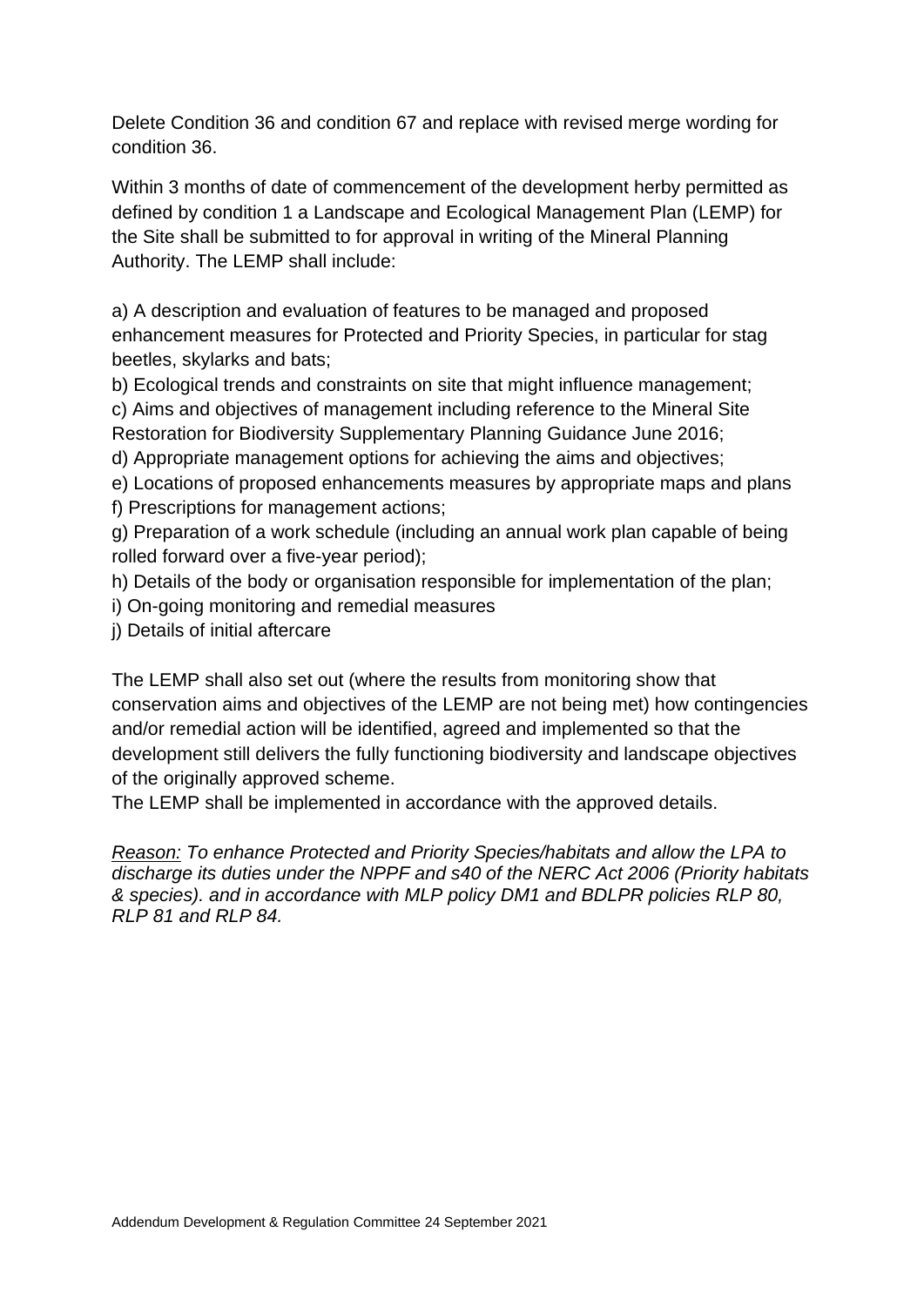Delete Condition 36 and condition 67 and replace with revised merge wording for condition 36.

Within 3 months of date of commencement of the development herby permitted as defined by condition 1 a Landscape and Ecological Management Plan (LEMP) for the Site shall be submitted to for approval in writing of the Mineral Planning Authority. The LEMP shall include:

a) A description and evaluation of features to be managed and proposed enhancement measures for Protected and Priority Species, in particular for stag beetles, skylarks and bats;
b) Ecological trends and constraints on site that might influence management;
c) Aims and objectives of management including reference to the Mineral Site Restoration for Biodiversity Supplementary Planning Guidance June 2016;
d) Appropriate management options for achieving the aims and objectives;
e) Locations of proposed enhancements measures by appropriate maps and plans
f) Prescriptions for management actions;
g) Preparation of a work schedule (including an annual work plan capable of being rolled forward over a five-year period);
h) Details of the body or organisation responsible for implementation of the plan;
i) On-going monitoring and remedial measures
j) Details of initial aftercare

The LEMP shall also set out (where the results from monitoring show that conservation aims and objectives of the LEMP are not being met) how contingencies and/or remedial action will be identified, agreed and implemented so that the development still delivers the fully functioning biodiversity and landscape objectives of the originally approved scheme.
The LEMP shall be implemented in accordance with the approved details.

*<u>Reason:</u> To enhance Protected and Priority Species/habitats and allow the LPA to discharge its duties under the NPPF and s40 of the NERC Act 2006 (Priority habitats & species). and in accordance with MLP policy DM1 and BDLPR policies RLP 80, RLP 81 and RLP 84.*